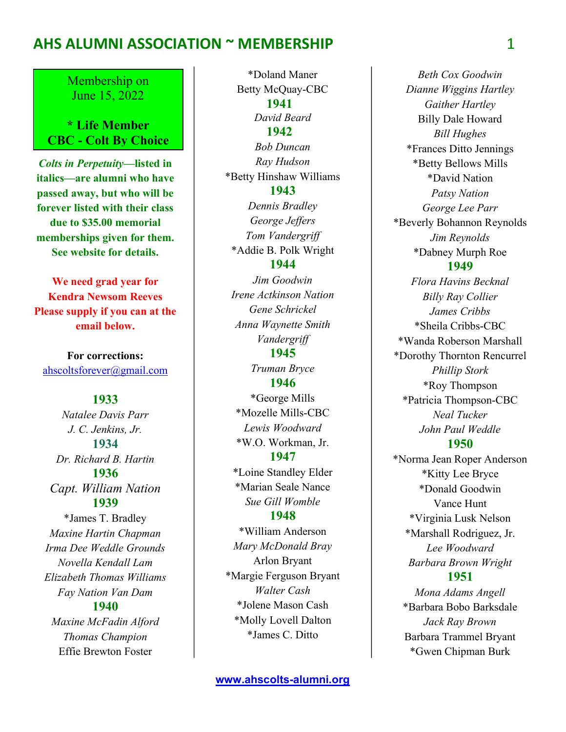# AHS ALUMNI ASSOCIATION ~ MEMBERSHIP

**Membership on June 15, 2022**

**\* Life Member**
**CBC - Colt By Choice**

***Colts in Perpetuity*—listed in italics—are alumni who have passed away, but who will be forever listed with their class due to $35.00 memorial memberships given for them. See website for details.**

**We need grad year for Kendra Newsom Reeves Please supply if you can at the email below.**

**For corrections:**
ahscoltsforever@gmail.com

## 1933

*Natalee Davis Parr*
*J. C. Jenkins, Jr.*

## 1934

*Dr. Richard B. Hartin*

## 1936

*Capt. William Nation*

## 1939

*James T. Bradley
*Maxine Hartin Chapman*
*Irma Dee Weddle Grounds*
*Novella Kendall Lam*
*Elizabeth Thomas Williams*
*Fay Nation Van Dam*

## 1940

*Maxine McFadin Alford*
*Thomas Champion*
Effie Brewton Foster
*Doland Maner
Betty McQuay-CBC

## 1941

*David Beard*

## 1942

*Bob Duncan*
*Ray Hudson*
*Betty Hinshaw Williams

## 1943

*Dennis Bradley*
*George Jeffers*
*Tom Vandergriff*
*Addie B. Polk Wright

## 1944

*Jim Goodwin*
*Irene Actkinson Nation*
*Gene Schrickel*
*Anna Waynette Smith Vandergriff*

## 1945

*Truman Bryce*

## 1946

*George Mills
*Mozelle Mills-CBC
*Lewis Woodward*
*W.O. Workman, Jr.

## 1947

*Loine Standley Elder
*Marian Seale Nance
*Sue Gill Womble*

## 1948

*William Anderson
*Mary McDonald Bray*
Arlon Bryant
*Margie Ferguson Bryant
*Walter Cash*
*Jolene Mason Cash
*Molly Lovell Dalton
*James C. Ditto
*Beth Cox Goodwin*
*Dianne Wiggins Hartley*
*Gaither Hartley*
Billy Dale Howard
*Bill Hughes*
*Frances Ditto Jennings
*Betty Bellows Mills
*David Nation
*Patsy Nation*
*George Lee Parr*
*Beverly Bohannon Reynolds
*Jim Reynolds*
*Dabney Murph Roe

## 1949

*Flora Havins Becknal*
*Billy Ray Collier*
*James Cribbs*
*Sheila Cribbs-CBC
*Wanda Roberson Marshall
*Dorothy Thornton Rencurrel
*Phillip Stork*
*Roy Thompson
*Patricia Thompson-CBC
*Neal Tucker*
*John Paul Weddle*

## 1950

*Norma Jean Roper Anderson
*Kitty Lee Bryce
*Donald Goodwin
Vance Hunt
*Virginia Lusk Nelson
*Marshall Rodriguez, Jr.
*Lee Woodward*
*Barbara Brown Wright*

## 1951

*Mona Adams Angell*
*Barbara Bobo Barksdale
*Jack Ray Brown*
Barbara Trammel Bryant
*Gwen Chipman Burk

www.ahscolts-alumni.org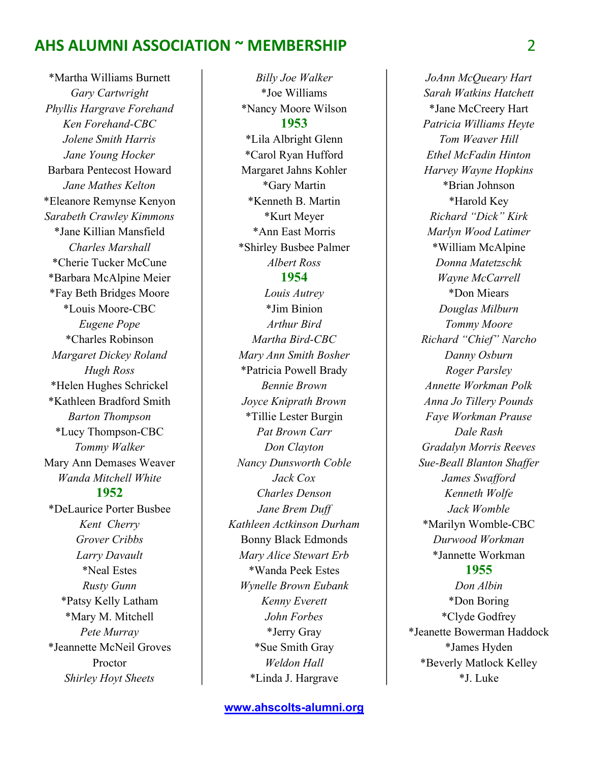*Martha Williams Burnett
*Gary Cartwright*
*Phyllis Hargrave Forehand*
*Ken Forehand-CBC*
*Jolene Smith Harris*
*Jane Young Hocker*
Barbara Pentecost Howard
*Jane Mathes Kelton*
*Eleanore Remynse Kenyon
*Sarabeth Crawley Kimmons*
*Jane Killian Mansfield
*Charles Marshall*
*Cherie Tucker McCune
*Barbara McAlpine Meier
*Fay Beth Bridges Moore
*Louis Moore-CBC
*Eugene Pope*
*Charles Robinson
*Margaret Dickey Roland*
*Hugh Ross*
*Helen Hughes Schrickel
*Kathleen Bradford Smith
*Barton Thompson*
*Lucy Thompson-CBC
*Tommy Walker*
Mary Ann Demases Weaver
*Wanda Mitchell White*

### 1952

*DeLaurice Porter Busbee
*Kent Cherry*
*Grover Cribbs*
*Larry Davault*
*Neal Estes
*Rusty Gunn*
*Patsy Kelly Latham
*Mary M. Mitchell
*Pete Murray*
*Jeannette McNeil Groves Proctor
*Shirley Hoyt Sheets*
*Billy Joe Walker*
*Joe Williams
*Nancy Moore Wilson

### 1953

*Lila Albright Glenn
*Carol Ryan Hufford
Margaret Jahns Kohler
*Gary Martin
*Kenneth B. Martin
*Kurt Meyer
*Ann East Morris
*Shirley Busbee Palmer
*Albert Ross*

### 1954

*Louis Autrey*
*Jim Binion
*Arthur Bird*
*Martha Bird-CBC*
*Mary Ann Smith Bosher*
*Patricia Powell Brady
*Bennie Brown*
*Joyce Kniprath Brown*
*Tillie Lester Burgin
*Pat Brown Carr*
*Don Clayton*
*Nancy Dunsworth Coble*
*Jack Cox*
*Charles Denson*
*Jane Brem Duff*
*Kathleen Actkinson Durham*
Bonny Black Edmonds
*Mary Alice Stewart Erb*
*Wanda Peek Estes
*Wynelle Brown Eubank*
*Kenny Everett*
*John Forbes*
*Jerry Gray
*Sue Smith Gray
*Weldon Hall*
*Linda J. Hargrave
*JoAnn McQueary Hart*
*Sarah Watkins Hatchett*
*Jane McCreery Hart
*Patricia Williams Heyte*
*Tom Weaver Hill*
*Ethel McFadin Hinton*
*Harvey Wayne Hopkins*
*Brian Johnson
*Harold Key
*Richard "Dick" Kirk*
*Marlyn Wood Latimer*
*William McAlpine
*Donna Matetzschk*
*Wayne McCarrell*
*Don Miears
*Douglas Milburn*
*Tommy Moore*
*Richard "Chief" Narcho*
*Danny Osburn*
*Roger Parsley*
*Annette Workman Polk*
*Anna Jo Tillery Pounds*
*Faye Workman Prause*
*Dale Rash*
*Gradalyn Morris Reeves*
*Sue-Beall Blanton Shaffer*
*James Swafford*
*Kenneth Wolfe*
*Jack Womble*
*Marilyn Womble-CBC
*Durwood Workman*
*Jannette Workman

### 1955

*Don Albin*
*Don Boring
*Clyde Godfrey
*Jeanette Bowerman Haddock
*James Hyden
*Beverly Matlock Kelley
*J. Luke

[www.ahscolts-alumni.org](http://www.ahscolts-alumni.org)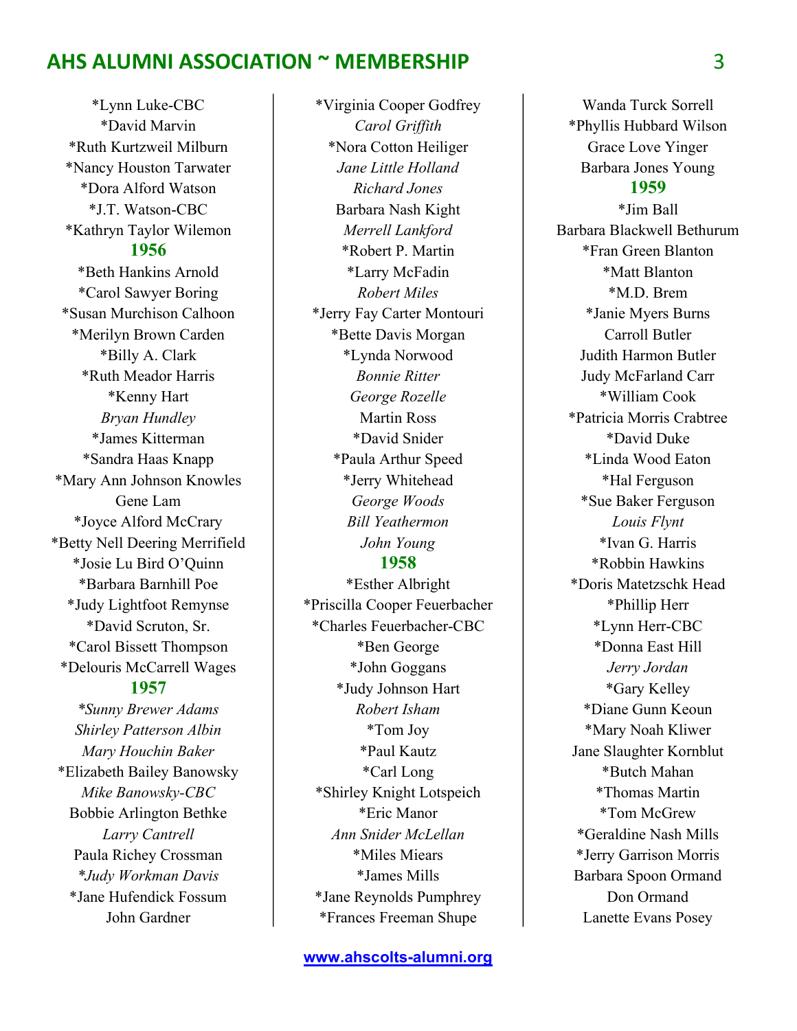*Lynn Luke-CBC
*David Marvin
*Ruth Kurtzweil Milburn
*Nancy Houston Tarwater
*Dora Alford Watson
*J.T. Watson-CBC
*Kathryn Taylor Wilemon

## 1956

*Beth Hankins Arnold
*Carol Sawyer Boring
*Susan Murchison Calhoon
*Merilyn Brown Carden
*Billy A. Clark
*Ruth Meador Harris
*Kenny Hart
*Bryan Hundley*
*James Kitterman
*Sandra Haas Knapp
*Mary Ann Johnson Knowles
Gene Lam
*Joyce Alford McCrary
*Betty Nell Deering Merrifield
*Josie Lu Bird O'Quinn
*Barbara Barnhill Poe
*Judy Lightfoot Remynse
*David Scruton, Sr.
*Carol Bissett Thompson
*Delouris McCarrell Wages

## 1957

*\*Sunny Brewer Adams*
*Shirley Patterson Albin*
*Mary Houchin Baker*
*Elizabeth Bailey Banowsky
*Mike Banowsky-CBC*
Bobbie Arlington Bethke
*Larry Cantrell*
Paula Richey Crossman
*\*Judy Workman Davis*
*Jane Hufendick Fossum
John Gardner
*Virginia Cooper Godfrey
*Carol Griffith*
*Nora Cotton Heiliger
*Jane Little Holland*
*Richard Jones*
Barbara Nash Kight
*Merrell Lankford*
*Robert P. Martin
*Larry McFadin
*Robert Miles*
*Jerry Fay Carter Montouri
*Bette Davis Morgan
*Lynda Norwood
*Bonnie Ritter*
*George Rozelle*
Martin Ross
*David Snider
*Paula Arthur Speed
*Jerry Whitehead
*George Woods*
*Bill Yeathermon*
*John Young*

## 1958

*Esther Albright
*Priscilla Cooper Feuerbacher
*Charles Feuerbacher-CBC
*Ben George
*John Goggans
*Judy Johnson Hart
*Robert Isham*
*Tom Joy
*Paul Kautz
*Carl Long
*Shirley Knight Lotspeich
*Eric Manor
*Ann Snider McLellan*
*Miles Miears
*James Mills
*Jane Reynolds Pumphrey
*Frances Freeman Shupe
Wanda Turck Sorrell
*Phyllis Hubbard Wilson
Grace Love Yinger
Barbara Jones Young

## 1959

*Jim Ball
Barbara Blackwell Bethurum
*Fran Green Blanton
*Matt Blanton
*M.D. Brem
*Janie Myers Burns
Carroll Butler
Judith Harmon Butler
Judy McFarland Carr
*William Cook
*Patricia Morris Crabtree
*David Duke
*Linda Wood Eaton
*Hal Ferguson
*Sue Baker Ferguson
*Louis Flynt*
*Ivan G. Harris
*Robbin Hawkins
*Doris Matetzschk Head
*Phillip Herr
*Lynn Herr-CBC
*Donna East Hill
*Jerry Jordan*
*Gary Kelley
*Diane Gunn Keoun
*Mary Noah Kliwer
Jane Slaughter Kornblut
*Butch Mahan
*Thomas Martin
*Tom McGrew
*Geraldine Nash Mills
*Jerry Garrison Morris
Barbara Spoon Ormand
Don Ormand
Lanette Evans Posey

[www.ahscolts-alumni.org](http://www.ahscolts-alumni.org)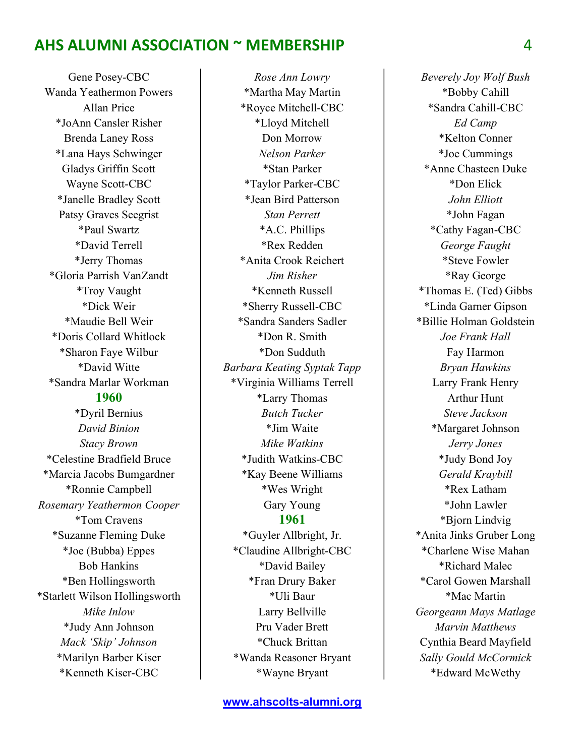Gene Posey-CBC
Wanda Yeathermon Powers
Allan Price
*JoAnn Cansler Risher
Brenda Laney Ross
*Lana Hays Schwinger
Gladys Griffin Scott
Wayne Scott-CBC
*Janelle Bradley Scott
Patsy Graves Seegrist
*Paul Swartz
*David Terrell
*Jerry Thomas
*Gloria Parrish VanZandt
*Troy Vaught
*Dick Weir
*Maudie Bell Weir
*Doris Collard Whitlock
*Sharon Faye Wilbur
*David Witte
*Sandra Marlar Workman

## 1960

*Dyril Bernius
*David Binion*
*Stacy Brown*
*Celestine Bradfield Bruce
*Marcia Jacobs Bumgardner
*Ronnie Campbell
*Rosemary Yeathermon Cooper*
*Tom Cravens
*Suzanne Fleming Duke
*Joe (Bubba) Eppes
Bob Hankins
*Ben Hollingsworth
*Starlett Wilson Hollingsworth
*Mike Inlow*
*Judy Ann Johnson
*Mack 'Skip' Johnson*
*Marilyn Barber Kiser
*Kenneth Kiser-CBC
*Rose Ann Lowry*
*Martha May Martin
*Royce Mitchell-CBC
*Lloyd Mitchell
Don Morrow
*Nelson Parker*
*Stan Parker
*Taylor Parker-CBC
*Jean Bird Patterson
*Stan Perrett*
*A.C. Phillips
*Rex Redden
*Anita Crook Reichert
*Jim Risher*
*Kenneth Russell
*Sherry Russell-CBC
*Sandra Sanders Sadler
*Don R. Smith
*Don Sudduth
*Barbara Keating Syptak Tapp*
*Virginia Williams Terrell
*Larry Thomas
*Butch Tucker*
*Jim Waite
*Mike Watkins*
*Judith Watkins-CBC
*Kay Beene Williams
*Wes Wright
Gary Young

## 1961

*Guyler Allbright, Jr.
*Claudine Allbright-CBC
*David Bailey
*Fran Drury Baker
*Uli Baur
Larry Bellville
Pru Vader Brett
*Chuck Brittan
*Wanda Reasoner Bryant
*Wayne Bryant
*Beverely Joy Wolf Bush*
*Bobby Cahill
*Sandra Cahill-CBC
*Ed Camp*
*Kelton Conner
*Joe Cummings
*Anne Chasteen Duke
*Don Elick
*John Elliott*
*John Fagan
*Cathy Fagan-CBC
*George Faught*
*Steve Fowler
*Ray George
*Thomas E. (Ted) Gibbs
*Linda Garner Gipson
*Billie Holman Goldstein
*Joe Frank Hall*
Fay Harmon
*Bryan Hawkins*
Larry Frank Henry
Arthur Hunt
*Steve Jackson*
*Margaret Johnson
*Jerry Jones*
*Judy Bond Joy
*Gerald Kraybill*
*Rex Latham
*John Lawler
*Bjorn Lindvig
*Anita Jinks Gruber Long
*Charlene Wise Mahan
*Richard Malec
*Carol Gowen Marshall
*Mac Martin
*Georgeann Mays Matlage*
*Marvin Matthews*
Cynthia Beard Mayfield
*Sally Gould McCormick*
*Edward McWethy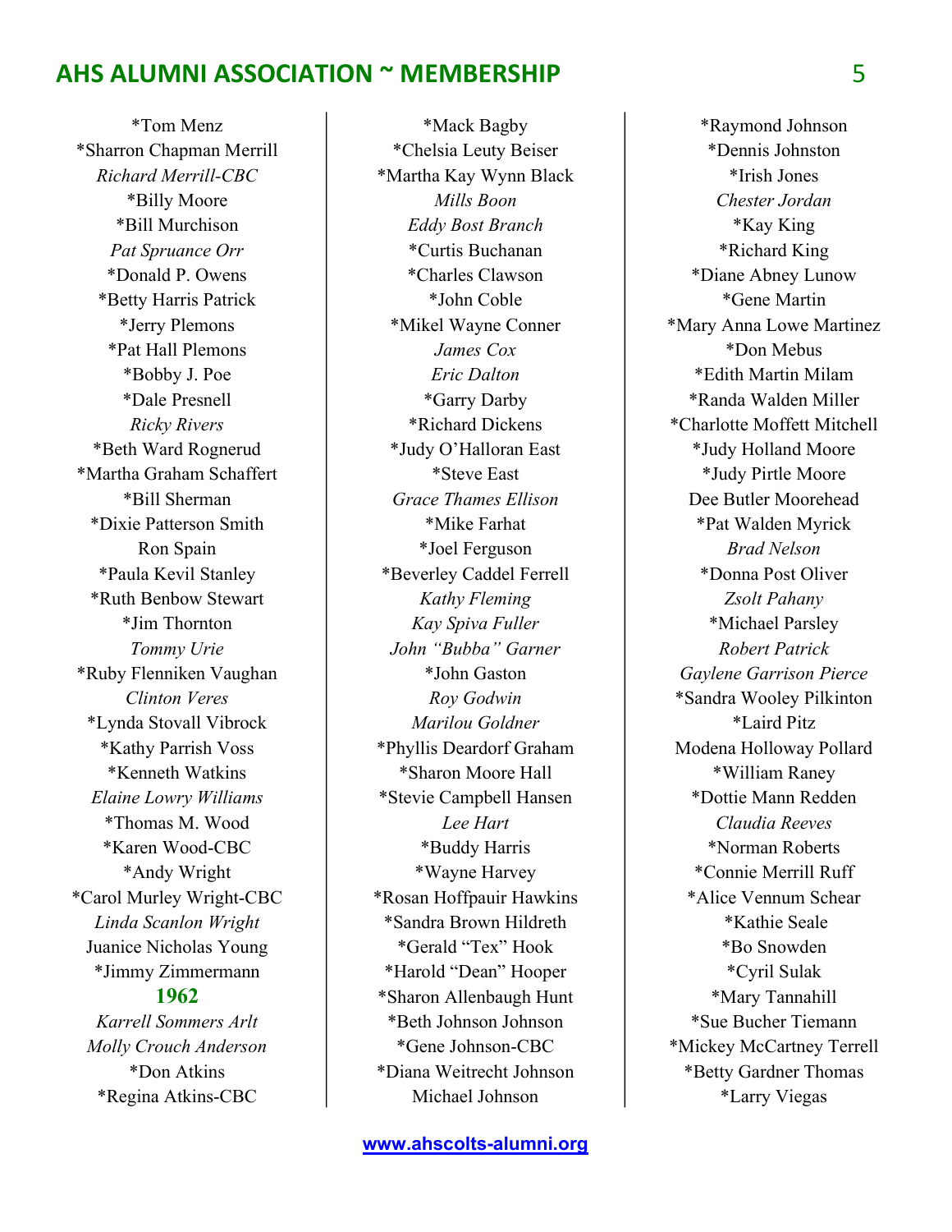*Tom Menz
*Sharron Chapman Merrill
*Richard Merrill-CBC*
*Billy Moore
*Bill Murchison
*Pat Spruance Orr*
*Donald P. Owens
*Betty Harris Patrick
*Jerry Plemons
*Pat Hall Plemons
*Bobby J. Poe
*Dale Presnell
*Ricky Rivers*
*Beth Ward Rognerud
*Martha Graham Schaffert
*Bill Sherman
*Dixie Patterson Smith
Ron Spain
*Paula Kevil Stanley
*Ruth Benbow Stewart
*Jim Thornton
*Tommy Urie*
*Ruby Flenniken Vaughan
*Clinton Veres*
*Lynda Stovall Vibrock
*Kathy Parrish Voss
*Kenneth Watkins
*Elaine Lowry Williams*
*Thomas M. Wood
*Karen Wood-CBC
*Andy Wright
*Carol Murley Wright-CBC
*Linda Scanlon Wright*
Juanice Nicholas Young
*Jimmy Zimmermann

## 1962

*Karrell Sommers Arlt*
*Molly Crouch Anderson*
*Don Atkins
*Regina Atkins-CBC
*Mack Bagby
*Chelsia Leuty Beiser
*Martha Kay Wynn Black
*Mills Boon*
*Eddy Bost Branch*
*Curtis Buchanan
*Charles Clawson
*John Coble
*Mikel Wayne Conner
*James Cox*
*Eric Dalton*
*Garry Darby
*Richard Dickens
*Judy O'Halloran East
*Steve East
*Grace Thames Ellison*
*Mike Farhat
*Joel Ferguson
*Beverley Caddel Ferrell
*Kathy Fleming*
*Kay Spiva Fuller*
*John "Bubba" Garner*
*John Gaston
*Roy Godwin*
*Marilou Goldner*
*Phyllis Deardorf Graham
*Sharon Moore Hall
*Stevie Campbell Hansen
*Lee Hart*
*Buddy Harris
*Wayne Harvey
*Rosan Hoffpauir Hawkins
*Sandra Brown Hildreth
*Gerald "Tex" Hook
*Harold "Dean" Hooper
*Sharon Allenbaugh Hunt
*Beth Johnson Johnson
*Gene Johnson-CBC
*Diana Weitrecht Johnson
Michael Johnson
*Raymond Johnson
*Dennis Johnston
*Irish Jones
*Chester Jordan*
*Kay King
*Richard King
*Diane Abney Lunow
*Gene Martin
*Mary Anna Lowe Martinez
*Don Mebus
*Edith Martin Milam
*Randa Walden Miller
*Charlotte Moffett Mitchell
*Judy Holland Moore
*Judy Pirtle Moore
Dee Butler Moorehead
*Pat Walden Myrick
*Brad Nelson*
*Donna Post Oliver
*Zsolt Pahany*
*Michael Parsley
*Robert Patrick*
*Gaylene Garrison Pierce*
*Sandra Wooley Pilkinton
*Laird Pitz
Modena Holloway Pollard
*William Raney
*Dottie Mann Redden
*Claudia Reeves*
*Norman Roberts
*Connie Merrill Ruff
*Alice Vennum Schear
*Kathie Seale
*Bo Snowden
*Cyril Sulak
*Mary Tannahill
*Sue Bucher Tiemann
*Mickey McCartney Terrell
*Betty Gardner Thomas
*Larry Viegas

www.ahscolts-alumni.org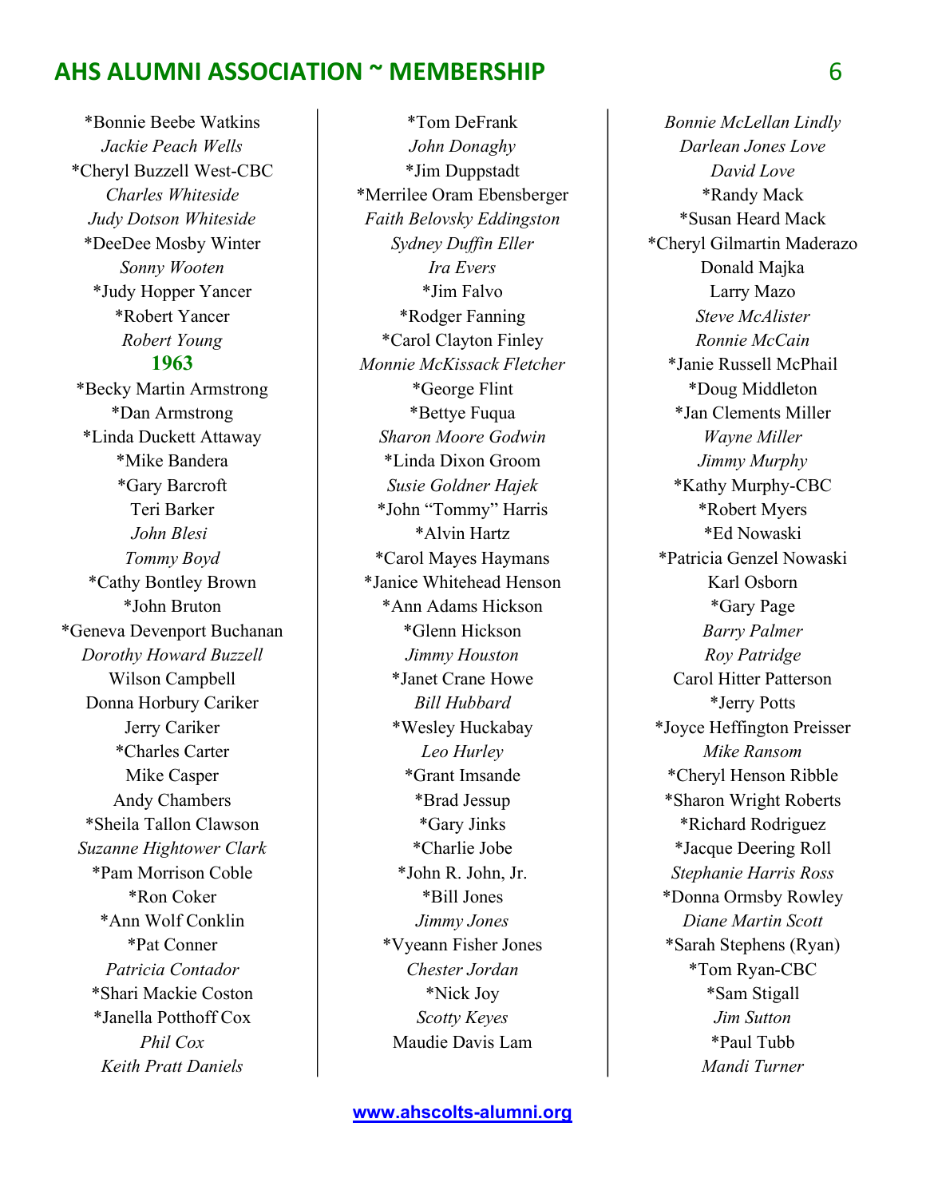*Bonnie Beebe Watkins
*Jackie Peach Wells*
*Cheryl Buzzell West-CBC
*Charles Whiteside*
*Judy Dotson Whiteside*
*DeeDee Mosby Winter
*Sonny Wooten*
*Judy Hopper Yancer
*Robert Yancer
*Robert Young*

## 1963

*Becky Martin Armstrong
*Dan Armstrong
*Linda Duckett Attaway
*Mike Bandera
*Gary Barcroft
Teri Barker
*John Blesi*
*Tommy Boyd*
*Cathy Bontley Brown
*John Bruton
*Geneva Devenport Buchanan
*Dorothy Howard Buzzell*
Wilson Campbell
Donna Horbury Cariker
Jerry Cariker
*Charles Carter
Mike Casper
Andy Chambers
*Sheila Tallon Clawson
*Suzanne Hightower Clark*
*Pam Morrison Coble
*Ron Coker
*Ann Wolf Conklin
*Pat Conner
*Patricia Contador*
*Shari Mackie Coston
*Janella Potthoff Cox
*Phil Cox*
*Keith Pratt Daniels*
*Tom DeFrank
*John Donaghy*
*Jim Duppstadt
*Merrilee Oram Ebensberger
*Faith Belovsky Eddingston*
*Sydney Duffin Eller*
*Ira Evers*
*Jim Falvo
*Rodger Fanning
*Carol Clayton Finley
*Monnie McKissack Fletcher*
*George Flint
*Bettye Fuqua
*Sharon Moore Godwin*
*Linda Dixon Groom
*Susie Goldner Hajek*
*John "Tommy" Harris
*Alvin Hartz
*Carol Mayes Haymans
*Janice Whitehead Henson
*Ann Adams Hickson
*Glenn Hickson
*Jimmy Houston*
*Janet Crane Howe
*Bill Hubbard*
*Wesley Huckabay
*Leo Hurley*
*Grant Imsande
*Brad Jessup
*Gary Jinks
*Charlie Jobe
*John R. John, Jr.
*Bill Jones
*Jimmy Jones*
*Vyeann Fisher Jones
*Chester Jordan*
*Nick Joy
*Scotty Keyes*
Maudie Davis Lam
*Bonnie McLellan Lindly*
*Darlean Jones Love*
*David Love*
*Randy Mack
*Susan Heard Mack
*Cheryl Gilmartin Maderazo
Donald Majka
Larry Mazo
*Steve McAlister*
*Ronnie McCain*
*Janie Russell McPhail
*Doug Middleton
*Jan Clements Miller
*Wayne Miller*
*Jimmy Murphy*
*Kathy Murphy-CBC
*Robert Myers
*Ed Nowaski
*Patricia Genzel Nowaski
Karl Osborn
*Gary Page
*Barry Palmer*
*Roy Patridge*
Carol Hitter Patterson
*Jerry Potts
*Joyce Heffington Preisser
*Mike Ransom*
*Cheryl Henson Ribble
*Sharon Wright Roberts
*Richard Rodriguez
*Jacque Deering Roll
*Stephanie Harris Ross*
*Donna Ormsby Rowley
*Diane Martin Scott*
*Sarah Stephens (Ryan)
*Tom Ryan-CBC
*Sam Stigall
*Jim Sutton*
*Paul Tubb
*Mandi Turner*

www.ahscolts-alumni.org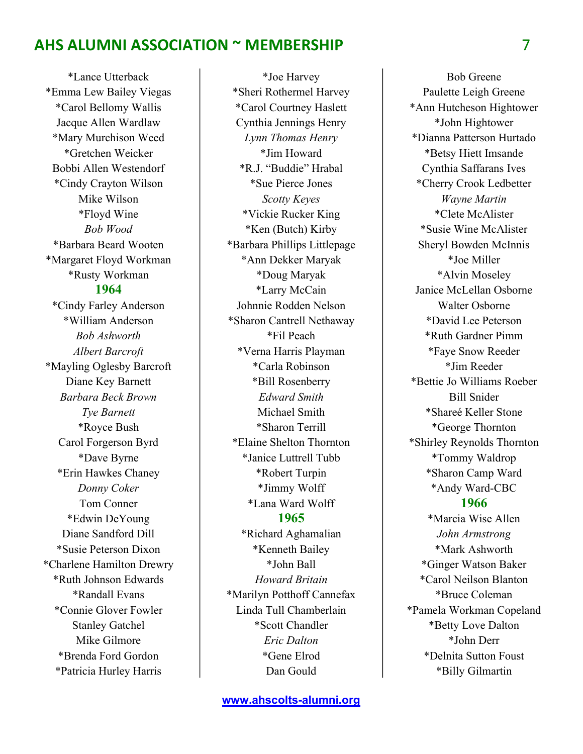*Lance Utterback
*Emma Lew Bailey Viegas
*Carol Bellomy Wallis
Jacque Allen Wardlaw
*Mary Murchison Weed
*Gretchen Weicker
Bobbi Allen Westendorf
*Cindy Crayton Wilson
Mike Wilson
*Floyd Wine
*Bob Wood*
*Barbara Beard Wooten
*Margaret Floyd Workman
*Rusty Workman

## 1964

*Cindy Farley Anderson
*William Anderson
*Bob Ashworth*
*Albert Barcroft*
*Mayling Oglesby Barcroft
Diane Key Barnett
*Barbara Beck Brown*
*Tye Barnett*
*Royce Bush
Carol Forgerson Byrd
*Dave Byrne
*Erin Hawkes Chaney
*Donny Coker*
Tom Conner
*Edwin DeYoung
Diane Sandford Dill
*Susie Peterson Dixon
*Charlene Hamilton Drewry
*Ruth Johnson Edwards
*Randall Evans
*Connie Glover Fowler
Stanley Gatchel
Mike Gilmore
*Brenda Ford Gordon
*Patricia Hurley Harris
*Joe Harvey
*Sheri Rothermel Harvey
*Carol Courtney Haslett
Cynthia Jennings Henry
*Lynn Thomas Henry*
*Jim Howard
*R.J. “Buddie” Hrabal
*Sue Pierce Jones
*Scotty Keyes*
*Vickie Rucker King
*Ken (Butch) Kirby
*Barbara Phillips Littlepage
*Ann Dekker Maryak
*Doug Maryak
*Larry McCain
Johnnie Rodden Nelson
*Sharon Cantrell Nethaway
*Fil Peach
*Verna Harris Playman
*Carla Robinson
*Bill Rosenberry
*Edward Smith*
Michael Smith
*Sharon Terrill
*Elaine Shelton Thornton
*Janice Luttrell Tubb
*Robert Turpin
*Jimmy Wolff
*Lana Ward Wolff

## 1965

*Richard Aghamalian
*Kenneth Bailey
*John Ball
*Howard Britain*
*Marilyn Potthoff Cannefax
Linda Tull Chamberlain
*Scott Chandler
*Eric Dalton*
*Gene Elrod
Dan Gould
Bob Greene
Paulette Leigh Greene
*Ann Hutcheson Hightower
*John Hightower
*Dianna Patterson Hurtado
*Betsy Hiett Imsande
Cynthia Saffarans Ives
*Cherry Crook Ledbetter
*Wayne Martin*
*Clete McAlister
*Susie Wine McAlister
Sheryl Bowden McInnis
*Joe Miller
*Alvin Moseley
Janice McLellan Osborne
Walter Osborne
*David Lee Peterson
*Ruth Gardner Pimm
*Faye Snow Reeder
*Jim Reeder
*Bettie Jo Williams Roeber
Bill Snider
*Shareé Keller Stone
*George Thornton
*Shirley Reynolds Thornton
*Tommy Waldrop
*Sharon Camp Ward
*Andy Ward-CBC

## 1966

*Marcia Wise Allen
*John Armstrong*
*Mark Ashworth
*Ginger Watson Baker
*Carol Neilson Blanton
*Bruce Coleman
*Pamela Workman Copeland
*Betty Love Dalton
*John Derr
*Delnita Sutton Foust
*Billy Gilmartin

www.ahscolts-alumni.org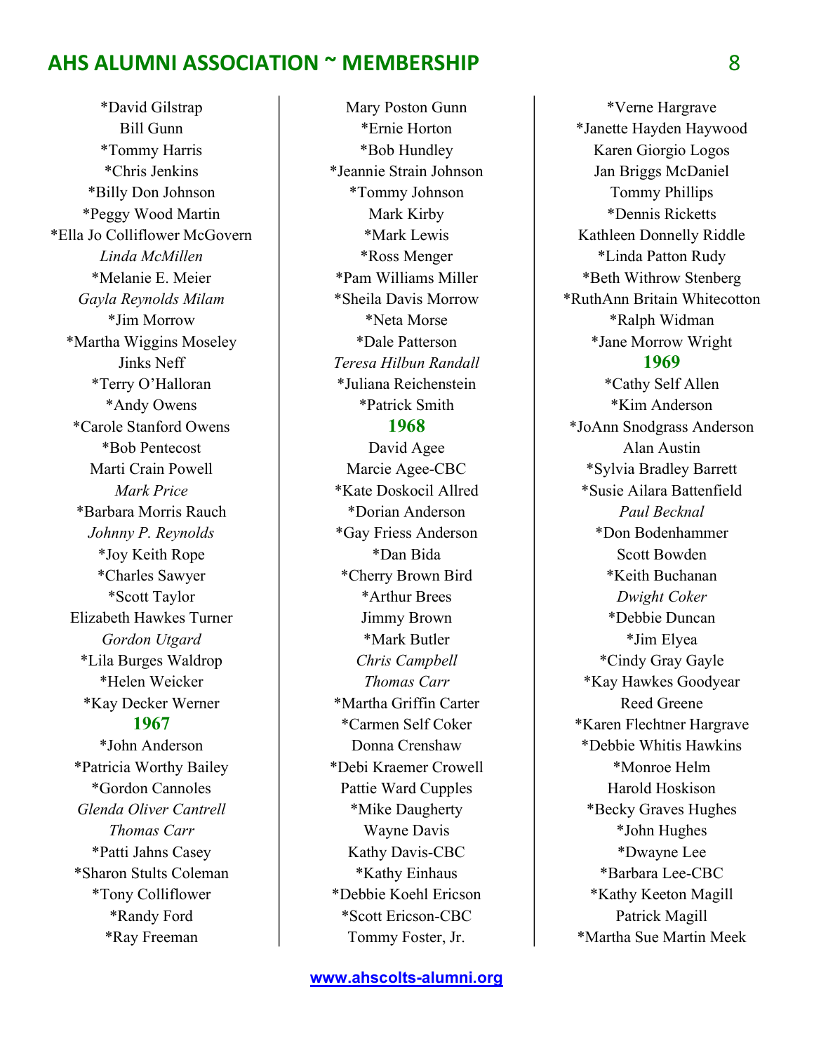*David Gilstrap
Bill Gunn
*Tommy Harris
*Chris Jenkins
*Billy Don Johnson
*Peggy Wood Martin
*Ella Jo Colliflower McGovern
*Linda McMillen*
*Melanie E. Meier
*Gayla Reynolds Milam*
*Jim Morrow
*Martha Wiggins Moseley
Jinks Neff
*Terry O'Halloran
*Andy Owens
*Carole Stanford Owens
*Bob Pentecost
Marti Crain Powell
*Mark Price*
*Barbara Morris Rauch
*Johnny P. Reynolds*
*Joy Keith Rope
*Charles Sawyer
*Scott Taylor
Elizabeth Hawkes Turner
*Gordon Utgard*
*Lila Burges Waldrop
*Helen Weicker
*Kay Decker Werner

## 1967

*John Anderson
*Patricia Worthy Bailey
*Gordon Cannoles
*Glenda Oliver Cantrell*
*Thomas Carr*
*Patti Jahns Casey
*Sharon Stults Coleman
*Tony Colliflower
*Randy Ford
*Ray Freeman
Mary Poston Gunn
*Ernie Horton
*Bob Hundley
*Jeannie Strain Johnson
*Tommy Johnson
Mark Kirby
*Mark Lewis
*Ross Menger
*Pam Williams Miller
*Sheila Davis Morrow
*Neta Morse
*Dale Patterson
*Teresa Hilbun Randall*
*Juliana Reichenstein
*Patrick Smith

## 1968

David Agee
Marcie Agee-CBC
*Kate Doskocil Allred
*Dorian Anderson
*Gay Friess Anderson
*Dan Bida
*Cherry Brown Bird
*Arthur Brees
Jimmy Brown
*Mark Butler
*Chris Campbell*
*Thomas Carr*
*Martha Griffin Carter
*Carmen Self Coker
Donna Crenshaw
*Debi Kraemer Crowell
Pattie Ward Cupples
*Mike Daugherty
Wayne Davis
Kathy Davis-CBC
*Kathy Einhaus
*Debbie Koehl Ericson
*Scott Ericson-CBC
Tommy Foster, Jr.
*Verne Hargrave
*Janette Hayden Haywood
Karen Giorgio Logos
Jan Briggs McDaniel
Tommy Phillips
*Dennis Ricketts
Kathleen Donnelly Riddle
*Linda Patton Rudy
*Beth Withrow Stenberg
*RuthAnn Britain Whitecotton
*Ralph Widman
*Jane Morrow Wright

## 1969

*Cathy Self Allen
*Kim Anderson
*JoAnn Snodgrass Anderson
Alan Austin
*Sylvia Bradley Barrett
*Susie Ailara Battenfield
*Paul Becknal*
*Don Bodenhammer
Scott Bowden
*Keith Buchanan
*Dwight Coker*
*Debbie Duncan
*Jim Elyea
*Cindy Gray Gayle
*Kay Hawkes Goodyear
Reed Greene
*Karen Flechtner Hargrave
*Debbie Whitis Hawkins
*Monroe Helm
Harold Hoskison
*Becky Graves Hughes
*John Hughes
*Dwayne Lee
*Barbara Lee-CBC
*Kathy Keeton Magill
Patrick Magill
*Martha Sue Martin Meek

www.ahscolts-alumni.org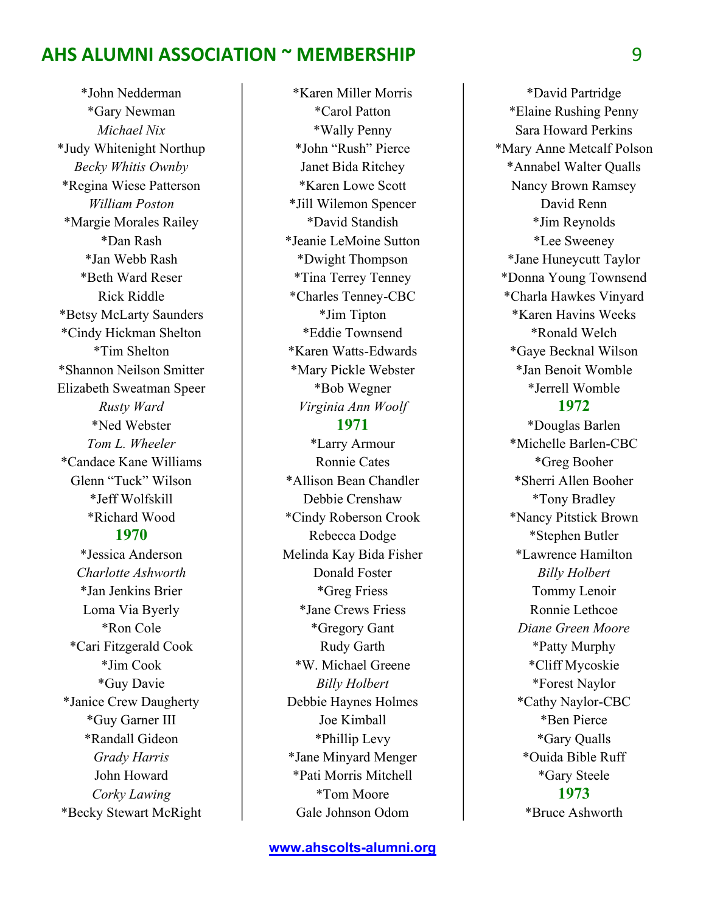*John Nedderman
*Gary Newman
*Michael Nix*
*Judy Whitenight Northup
*Becky Whitis Ownby*
*Regina Wiese Patterson
*William Poston*
*Margie Morales Railey
*Dan Rash
*Jan Webb Rash
*Beth Ward Reser
Rick Riddle
*Betsy McLarty Saunders
*Cindy Hickman Shelton
*Tim Shelton
*Shannon Neilson Smitter
Elizabeth Sweatman Speer
*Rusty Ward*
*Ned Webster
*Tom L. Wheeler*
*Candace Kane Williams
Glenn "Tuck" Wilson
*Jeff Wolfskill
*Richard Wood

### 1970

*Jessica Anderson
*Charlotte Ashworth*
*Jan Jenkins Brier
Loma Via Byerly
*Ron Cole
*Cari Fitzgerald Cook
*Jim Cook
*Guy Davie
*Janice Crew Daugherty
*Guy Garner III
*Randall Gideon
*Grady Harris*
John Howard
*Corky Lawing*
*Becky Stewart McRight
*Karen Miller Morris
*Carol Patton
*Wally Penny
*John "Rush" Pierce
Janet Bida Ritchey
*Karen Lowe Scott
*Jill Wilemon Spencer
*David Standish
*Jeanie LeMoine Sutton
*Dwight Thompson
*Tina Terrey Tenney
*Charles Tenney-CBC
*Jim Tipton
*Eddie Townsend
*Karen Watts-Edwards
*Mary Pickle Webster
*Bob Wegner
*Virginia Ann Woolf*

### 1971

*Larry Armour
Ronnie Cates
*Allison Bean Chandler
Debbie Crenshaw
*Cindy Roberson Crook
Rebecca Dodge
Melinda Kay Bida Fisher
Donald Foster
*Greg Friess
*Jane Crews Friess
*Gregory Gant
Rudy Garth
*W. Michael Greene
*Billy Holbert*
Debbie Haynes Holmes
Joe Kimball
*Phillip Levy
*Jane Minyard Menger
*Pati Morris Mitchell
*Tom Moore
Gale Johnson Odom
*David Partridge
*Elaine Rushing Penny
Sara Howard Perkins
*Mary Anne Metcalf Polson
*Annabel Walter Qualls
Nancy Brown Ramsey
David Renn
*Jim Reynolds
*Lee Sweeney
*Jane Huneycutt Taylor
*Donna Young Townsend
*Charla Hawkes Vinyard
*Karen Havins Weeks
*Ronald Welch
*Gaye Becknal Wilson
*Jan Benoit Womble
*Jerrell Womble

### 1972

*Douglas Barlen
*Michelle Barlen-CBC
*Greg Booher
*Sherri Allen Booher
*Tony Bradley
*Nancy Pitstick Brown
*Stephen Butler
*Lawrence Hamilton
*Billy Holbert*
Tommy Lenoir
Ronnie Lethcoe
*Diane Green Moore*
*Patty Murphy
*Cliff Mycoskie
*Forest Naylor
*Cathy Naylor-CBC
*Ben Pierce
*Gary Qualls
*Ouida Bible Ruff
*Gary Steele

### 1973

*Bruce Ashworth

www.ahscolts-alumni.org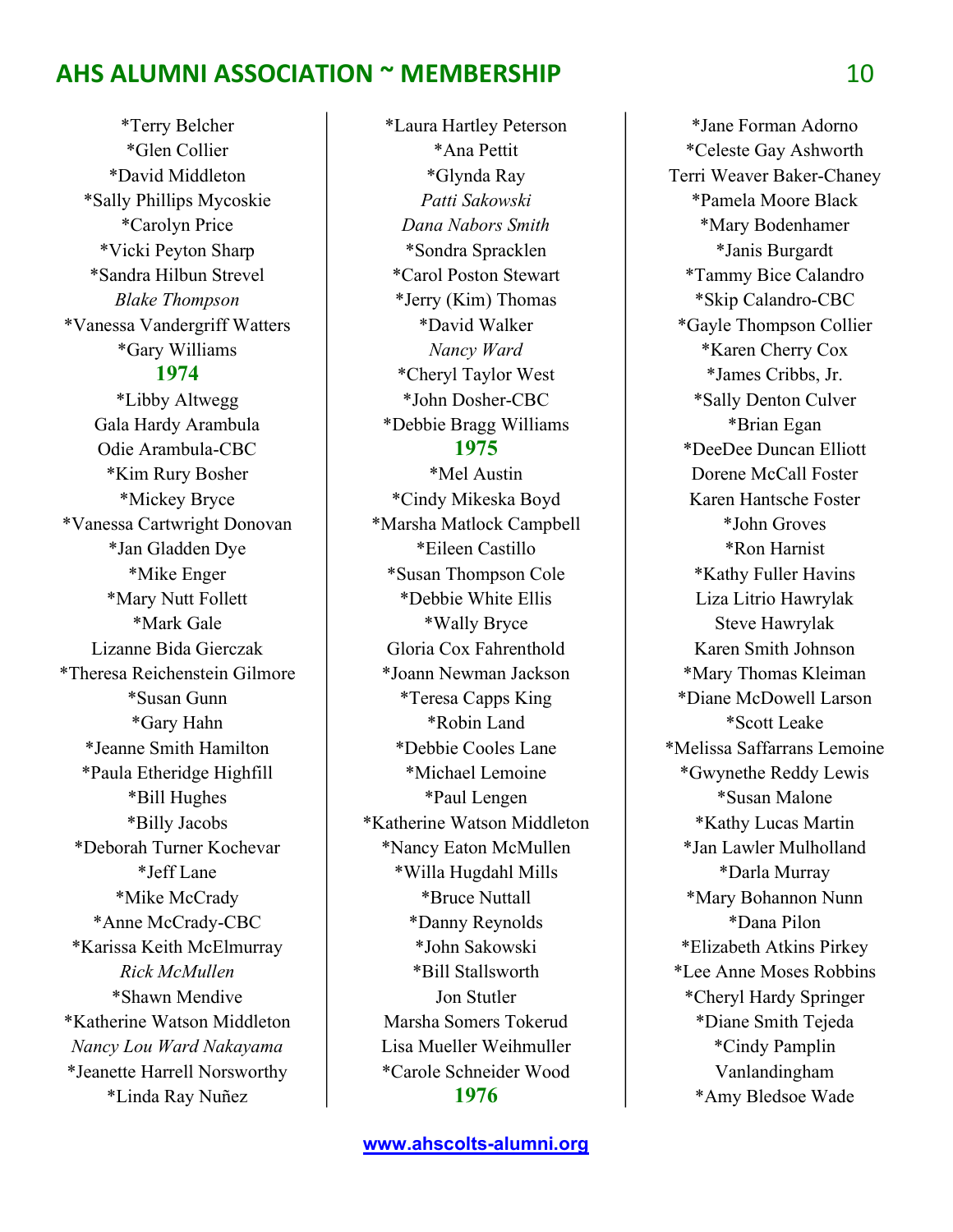*Terry Belcher
*Glen Collier
*David Middleton
*Sally Phillips Mycoskie
*Carolyn Price
*Vicki Peyton Sharp
*Sandra Hilbun Strevel
*Blake Thompson*
*Vanessa Vandergriff Watters
*Gary Williams

### 1974

*Libby Altwegg
Gala Hardy Arambula
Odie Arambula-CBC
*Kim Rury Bosher
*Mickey Bryce
*Vanessa Cartwright Donovan
*Jan Gladden Dye
*Mike Enger
*Mary Nutt Follett
*Mark Gale
Lizanne Bida Gierczak
*Theresa Reichenstein Gilmore
*Susan Gunn
*Gary Hahn
*Jeanne Smith Hamilton
*Paula Etheridge Highfill
*Bill Hughes
*Billy Jacobs
*Deborah Turner Kochevar
*Jeff Lane
*Mike McCrady
*Anne McCrady-CBC
*Karissa Keith McElmurray
*Rick McMullen*
*Shawn Mendive
*Katherine Watson Middleton
*Nancy Lou Ward Nakayama*
*Jeanette Harrell Norsworthy
*Linda Ray Nuñez
*Laura Hartley Peterson
*Ana Pettit
*Glynda Ray
*Patti Sakowski*
*Dana Nabors Smith*
*Sondra Spracklen
*Carol Poston Stewart
*Jerry (Kim) Thomas
*David Walker
*Nancy Ward*
*Cheryl Taylor West
*John Dosher-CBC
*Debbie Bragg Williams

### 1975

*Mel Austin
*Cindy Mikeska Boyd
*Marsha Matlock Campbell
*Eileen Castillo
*Susan Thompson Cole
*Debbie White Ellis
*Wally Bryce
Gloria Cox Fahrenthold
*Joann Newman Jackson
*Teresa Capps King
*Robin Land
*Debbie Cooles Lane
*Michael Lemoine
*Paul Lengen
*Katherine Watson Middleton
*Nancy Eaton McMullen
*Willa Hugdahl Mills
*Bruce Nuttall
*Danny Reynolds
*John Sakowski
*Bill Stallsworth
Jon Stutler
Marsha Somers Tokerud
Lisa Mueller Weihmuller
*Carole Schneider Wood

### 1976

*Jane Forman Adorno
*Celeste Gay Ashworth
Terri Weaver Baker-Chaney
*Pamela Moore Black
*Mary Bodenhamer
*Janis Burgardt
*Tammy Bice Calandro
*Skip Calandro-CBC
*Gayle Thompson Collier
*Karen Cherry Cox
*James Cribbs, Jr.
*Sally Denton Culver
*Brian Egan
*DeeDee Duncan Elliott
Dorene McCall Foster
Karen Hantsche Foster
*John Groves
*Ron Harnist
*Kathy Fuller Havins
Liza Litrio Hawrylak
Steve Hawrylak
Karen Smith Johnson
*Mary Thomas Kleiman
*Diane McDowell Larson
*Scott Leake
*Melissa Saffarrans Lemoine
*Gwynethe Reddy Lewis
*Susan Malone
*Kathy Lucas Martin
*Jan Lawler Mulholland
*Darla Murray
*Mary Bohannon Nunn
*Dana Pilon
*Elizabeth Atkins Pirkey
*Lee Anne Moses Robbins
*Cheryl Hardy Springer
*Diane Smith Tejeda
*Cindy Pamplin Vanlandingham
*Amy Bledsoe Wade

www.ahscolts-alumni.org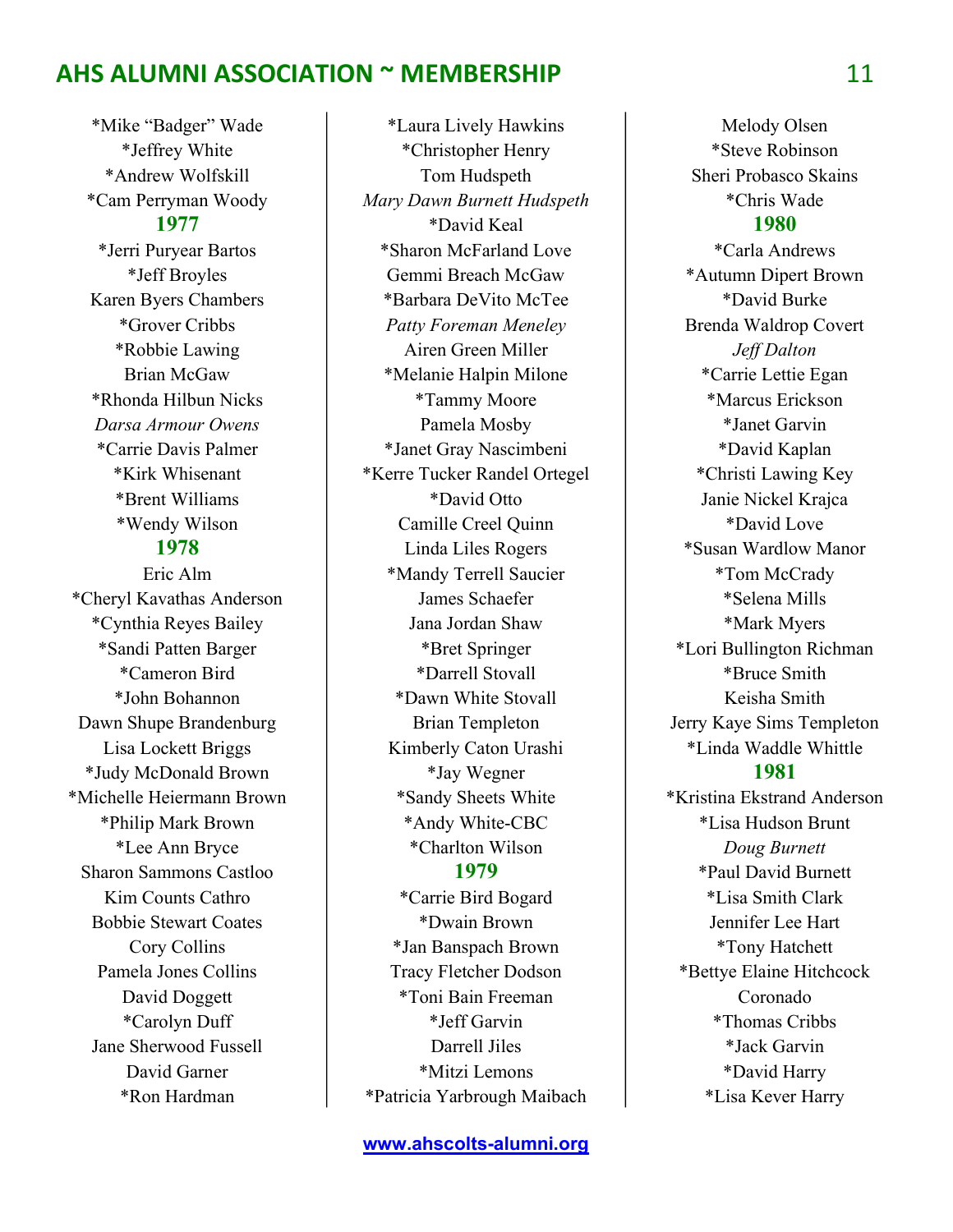*Mike "Badger" Wade
*Jeffrey White
*Andrew Wolfskill
*Cam Perryman Woody

## 1977

*Jerri Puryear Bartos
*Jeff Broyles
Karen Byers Chambers
*Grover Cribbs
*Robbie Lawing
Brian McGaw
*Rhonda Hilbun Nicks
*Darsa Armour Owens*
*Carrie Davis Palmer
*Kirk Whisenant
*Brent Williams
*Wendy Wilson

## 1978

Eric Alm
*Cheryl Kavathas Anderson
*Cynthia Reyes Bailey
*Sandi Patten Barger
*Cameron Bird
*John Bohannon
Dawn Shupe Brandenburg
Lisa Lockett Briggs
*Judy McDonald Brown
*Michelle Heiermann Brown
*Philip Mark Brown
*Lee Ann Bryce
Sharon Sammons Castloo
Kim Counts Cathro
Bobbie Stewart Coates
Cory Collins
Pamela Jones Collins
David Doggett
*Carolyn Duff
Jane Sherwood Fussell
David Garner
*Ron Hardman
*Laura Lively Hawkins
*Christopher Henry
Tom Hudspeth
*Mary Dawn Burnett Hudspeth*
*David Keal
*Sharon McFarland Love
Gemmi Breach McGaw
*Barbara DeVito McTee
*Patty Foreman Meneley*
Airen Green Miller
*Melanie Halpin Milone
*Tammy Moore
Pamela Mosby
*Janet Gray Nascimbeni
*Kerre Tucker Randel Ortegel
*David Otto
Camille Creel Quinn
Linda Liles Rogers
*Mandy Terrell Saucier
James Schaefer
Jana Jordan Shaw
*Bret Springer
*Darrell Stovall
*Dawn White Stovall
Brian Templeton
Kimberly Caton Urashi
*Jay Wegner
*Sandy Sheets White
*Andy White-CBC
*Charlton Wilson

## 1979

*Carrie Bird Bogard
*Dwain Brown
*Jan Banspach Brown
Tracy Fletcher Dodson
*Toni Bain Freeman
*Jeff Garvin
Darrell Jiles
*Mitzi Lemons
*Patricia Yarbrough Maibach
Melody Olsen
*Steve Robinson
Sheri Probasco Skains
*Chris Wade

## 1980

*Carla Andrews
*Autumn Dipert Brown
*David Burke
Brenda Waldrop Covert
*Jeff Dalton*
*Carrie Lettie Egan
*Marcus Erickson
*Janet Garvin
*David Kaplan
*Christi Lawing Key
Janie Nickel Krajca
*David Love
*Susan Wardlow Manor
*Tom McCrady
*Selena Mills
*Mark Myers
*Lori Bullington Richman
*Bruce Smith
Keisha Smith
Jerry Kaye Sims Templeton
*Linda Waddle Whittle

## 1981

*Kristina Ekstrand Anderson
*Lisa Hudson Brunt
*Doug Burnett*
*Paul David Burnett
*Lisa Smith Clark
Jennifer Lee Hart
*Tony Hatchett
*Bettye Elaine Hitchcock
Coronado
*Thomas Cribbs
*Jack Garvin
*David Harry
*Lisa Kever Harry

www.ahscolts-alumni.org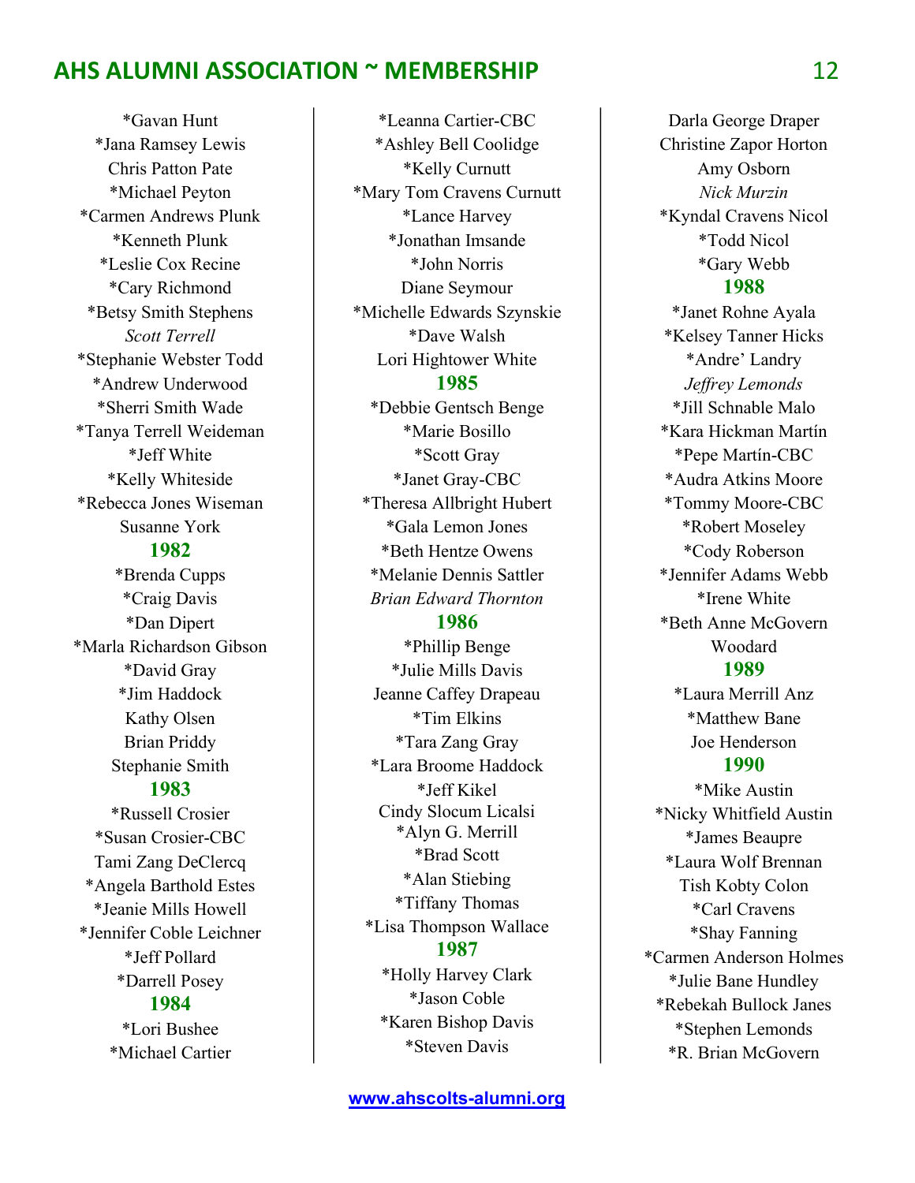*Gavan Hunt
*Jana Ramsey Lewis
Chris Patton Pate
*Michael Peyton
*Carmen Andrews Plunk
*Kenneth Plunk
*Leslie Cox Recine
*Cary Richmond
*Betsy Smith Stephens
*Scott Terrell*
*Stephanie Webster Todd
*Andrew Underwood
*Sherri Smith Wade
*Tanya Terrell Weideman
*Jeff White
*Kelly Whiteside
*Rebecca Jones Wiseman
Susanne York

## 1982

*Brenda Cupps
*Craig Davis
*Dan Dipert
*Marla Richardson Gibson
*David Gray
*Jim Haddock
Kathy Olsen
Brian Priddy
Stephanie Smith

## 1983

*Russell Crosier
*Susan Crosier-CBC
Tami Zang DeClercq
*Angela Barthold Estes
*Jeanie Mills Howell
*Jennifer Coble Leichner
*Jeff Pollard
*Darrell Posey

## 1984

*Lori Bushee
*Michael Cartier
*Leanna Cartier-CBC
*Ashley Bell Coolidge
*Kelly Curnutt
*Mary Tom Cravens Curnutt
*Lance Harvey
*Jonathan Imsande
*John Norris
Diane Seymour
*Michelle Edwards Szynskie
*Dave Walsh
Lori Hightower White

## 1985

*Debbie Gentsch Benge
*Marie Bosillo
*Scott Gray
*Janet Gray-CBC
*Theresa Allbright Hubert
*Gala Lemon Jones
*Beth Hentze Owens
*Melanie Dennis Sattler
*Brian Edward Thornton*

## 1986

*Phillip Benge
*Julie Mills Davis
Jeanne Caffey Drapeau
*Tim Elkins
*Tara Zang Gray
*Lara Broome Haddock
*Jeff Kikel
Cindy Slocum Licalsi
*Alyn G. Merrill
*Brad Scott
*Alan Stiebing
*Tiffany Thomas
*Lisa Thompson Wallace

## 1987

*Holly Harvey Clark
*Jason Coble
*Karen Bishop Davis
*Steven Davis
Darla George Draper
Christine Zapor Horton
Amy Osborn
*Nick Murzin*
*Kyndal Cravens Nicol
*Todd Nicol
*Gary Webb

## 1988

*Janet Rohne Ayala
*Kelsey Tanner Hicks
*Andre' Landry
*Jeffrey Lemonds*
*Jill Schnable Malo
*Kara Hickman Martín
*Pepe Martín-CBC
*Audra Atkins Moore
*Tommy Moore-CBC
*Robert Moseley
*Cody Roberson
*Jennifer Adams Webb
*Irene White
*Beth Anne McGovern Woodard

## 1989

*Laura Merrill Anz
*Matthew Bane
Joe Henderson

## 1990

*Mike Austin
*Nicky Whitfield Austin
*James Beaupre
*Laura Wolf Brennan
Tish Kobty Colon
*Carl Cravens
*Shay Fanning
*Carmen Anderson Holmes
*Julie Bane Hundley
*Rebekah Bullock Janes
*Stephen Lemonds
*R. Brian McGovern

www.ahscolts-alumni.org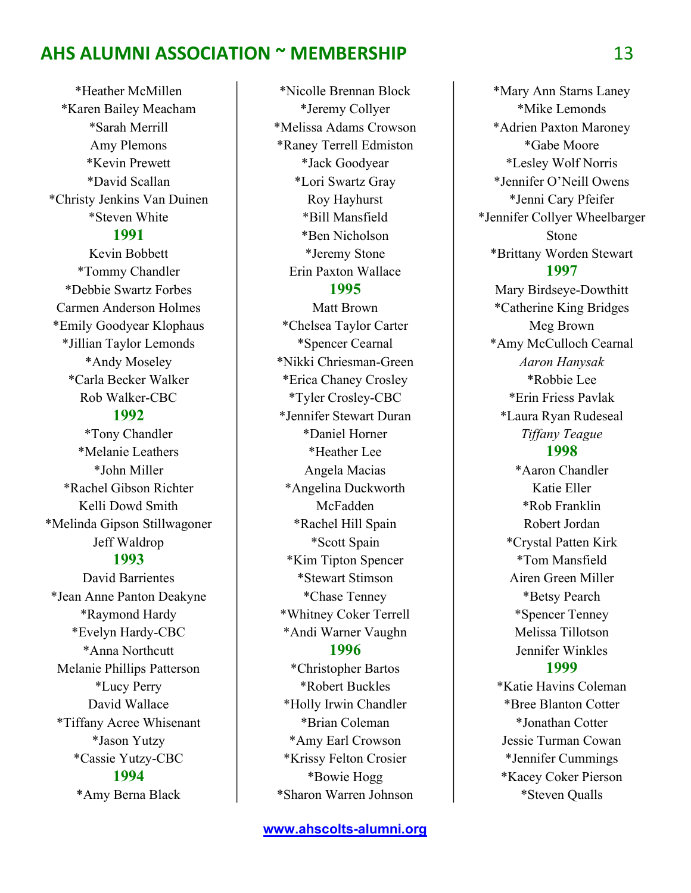*Heather McMillen
*Karen Bailey Meacham
*Sarah Merrill
Amy Plemons
*Kevin Prewett
*David Scallan
*Christy Jenkins Van Duinen
*Steven White

### 1991

Kevin Bobbett
*Tommy Chandler
*Debbie Swartz Forbes
Carmen Anderson Holmes
*Emily Goodyear Klophaus
*Jillian Taylor Lemonds
*Andy Moseley
*Carla Becker Walker
Rob Walker-CBC

### 1992

*Tony Chandler
*Melanie Leathers
*John Miller
*Rachel Gibson Richter
Kelli Dowd Smith
*Melinda Gipson Stillwagoner
Jeff Waldrop

### 1993

David Barrientes
*Jean Anne Panton Deakyne
*Raymond Hardy
*Evelyn Hardy-CBC
*Anna Northcutt
Melanie Phillips Patterson
*Lucy Perry
David Wallace
*Tiffany Acree Whisenant
*Jason Yutzy
*Cassie Yutzy-CBC

### 1994

*Amy Berna Black
*Nicolle Brennan Block
*Jeremy Collyer
*Melissa Adams Crowson
*Raney Terrell Edmiston
*Jack Goodyear
*Lori Swartz Gray
Roy Hayhurst
*Bill Mansfield
*Ben Nicholson
*Jeremy Stone
Erin Paxton Wallace

### 1995

Matt Brown
*Chelsea Taylor Carter
*Spencer Cearnal
*Nikki Chriesman-Green
*Erica Chaney Crosley
*Tyler Crosley-CBC
*Jennifer Stewart Duran
*Daniel Horner
*Heather Lee
Angela Macias
*Angelina Duckworth McFadden
*Rachel Hill Spain
*Scott Spain
*Kim Tipton Spencer
*Stewart Stimson
*Chase Tenney
*Whitney Coker Terrell
*Andi Warner Vaughn

### 1996

*Christopher Bartos
*Robert Buckles
*Holly Irwin Chandler
*Brian Coleman
*Amy Earl Crowson
*Krissy Felton Crosier
*Bowie Hogg
*Sharon Warren Johnson
*Mary Ann Starns Laney
*Mike Lemonds
*Adrien Paxton Maroney
*Gabe Moore
*Lesley Wolf Norris
*Jennifer O'Neill Owens
*Jenni Cary Pfeifer
*Jennifer Collyer Wheelbarger Stone
*Brittany Worden Stewart

### 1997

Mary Birdseye-Dowthitt
*Catherine King Bridges
Meg Brown
*Amy McCulloch Cearnal
*Aaron Hanysak*
*Robbie Lee
*Erin Friess Pavlak
*Laura Ryan Rudeseal
*Tiffany Teague*

### 1998

*Aaron Chandler
Katie Eller
*Rob Franklin
Robert Jordan
*Crystal Patten Kirk
*Tom Mansfield
Airen Green Miller
*Betsy Pearch
*Spencer Tenney
Melissa Tillotson
Jennifer Winkles

### 1999

*Katie Havins Coleman
*Bree Blanton Cotter
*Jonathan Cotter
Jessie Turman Cowan
*Jennifer Cummings
*Kacey Coker Pierson
*Steven Qualls

www.ahscolts-alumni.org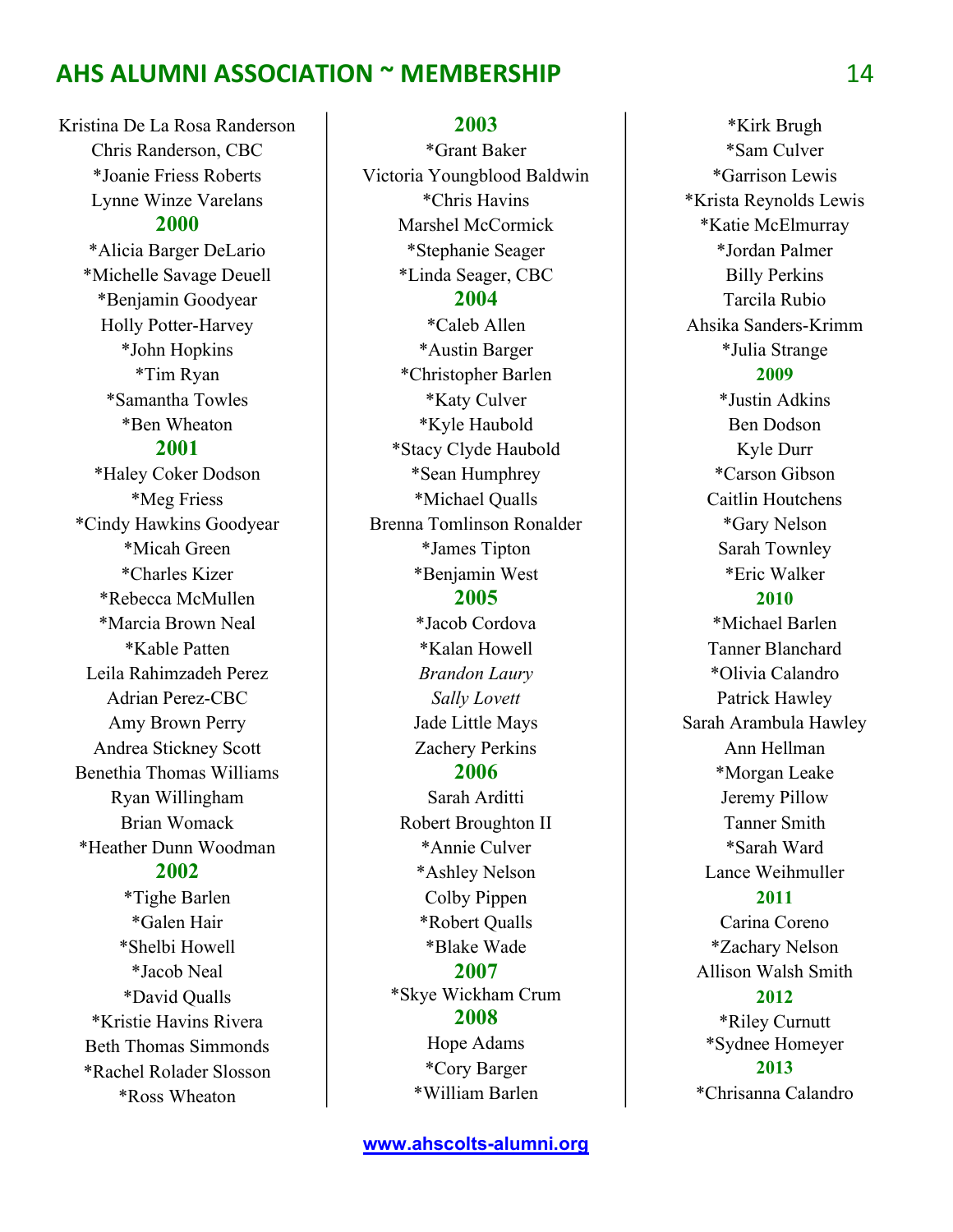Kristina De La Rosa Randerson
Chris Randerson, CBC
*Joanie Friess Roberts
Lynne Winze Varelans

## 2000

*Alicia Barger DeLario
*Michelle Savage Deuell
*Benjamin Goodyear
Holly Potter-Harvey
*John Hopkins
*Tim Ryan
*Samantha Towles
*Ben Wheaton

## 2001

*Haley Coker Dodson
*Meg Friess
*Cindy Hawkins Goodyear
*Micah Green
*Charles Kizer
*Rebecca McMullen
*Marcia Brown Neal
*Kable Patten
Leila Rahimzadeh Perez
Adrian Perez-CBC
Amy Brown Perry
Andrea Stickney Scott
Benethia Thomas Williams
Ryan Willingham
Brian Womack
*Heather Dunn Woodman

## 2002

*Tighe Barlen
*Galen Hair
*Shelbi Howell
*Jacob Neal
*David Qualls
*Kristie Havins Rivera
Beth Thomas Simmonds
*Rachel Rolader Slosson
*Ross Wheaton

## 2003

*Grant Baker
Victoria Youngblood Baldwin
*Chris Havins
Marshel McCormick
*Stephanie Seager
*Linda Seager, CBC

## 2004

*Caleb Allen
*Austin Barger
*Christopher Barlen
*Katy Culver
*Kyle Haubold
*Stacy Clyde Haubold
*Sean Humphrey
*Michael Qualls
Brenna Tomlinson Ronalder
*James Tipton
*Benjamin West

## 2005

*Jacob Cordova
*Kalan Howell
*Brandon Laury*
*Sally Lovett*
Jade Little Mays
Zachery Perkins

## 2006

Sarah Arditti
Robert Broughton II
*Annie Culver
*Ashley Nelson
Colby Pippen
*Robert Qualls
*Blake Wade

## 2007

*Skye Wickham Crum

## 2008

Hope Adams
*Cory Barger
*William Barlen
*Kirk Brugh
*Sam Culver
*Garrison Lewis
*Krista Reynolds Lewis
*Katie McElmurray
*Jordan Palmer
Billy Perkins
Tarcila Rubio
Ahsika Sanders-Krimm
*Julia Strange

## 2009

*Justin Adkins
Ben Dodson
Kyle Durr
*Carson Gibson
Caitlin Houtchens
*Gary Nelson
Sarah Townley
*Eric Walker

## 2010

*Michael Barlen
Tanner Blanchard
*Olivia Calandro
Patrick Hawley
Sarah Arambula Hawley
Ann Hellman
*Morgan Leake
Jeremy Pillow
Tanner Smith
*Sarah Ward
Lance Weihmuller

## 2011

Carina Coreno
*Zachary Nelson
Allison Walsh Smith

## 2012

*Riley Curnutt
*Sydnee Homeyer

## 2013

*Chrisanna Calandro

[www.ahscolts-alumni.org](http://www.ahscolts-alumni.org)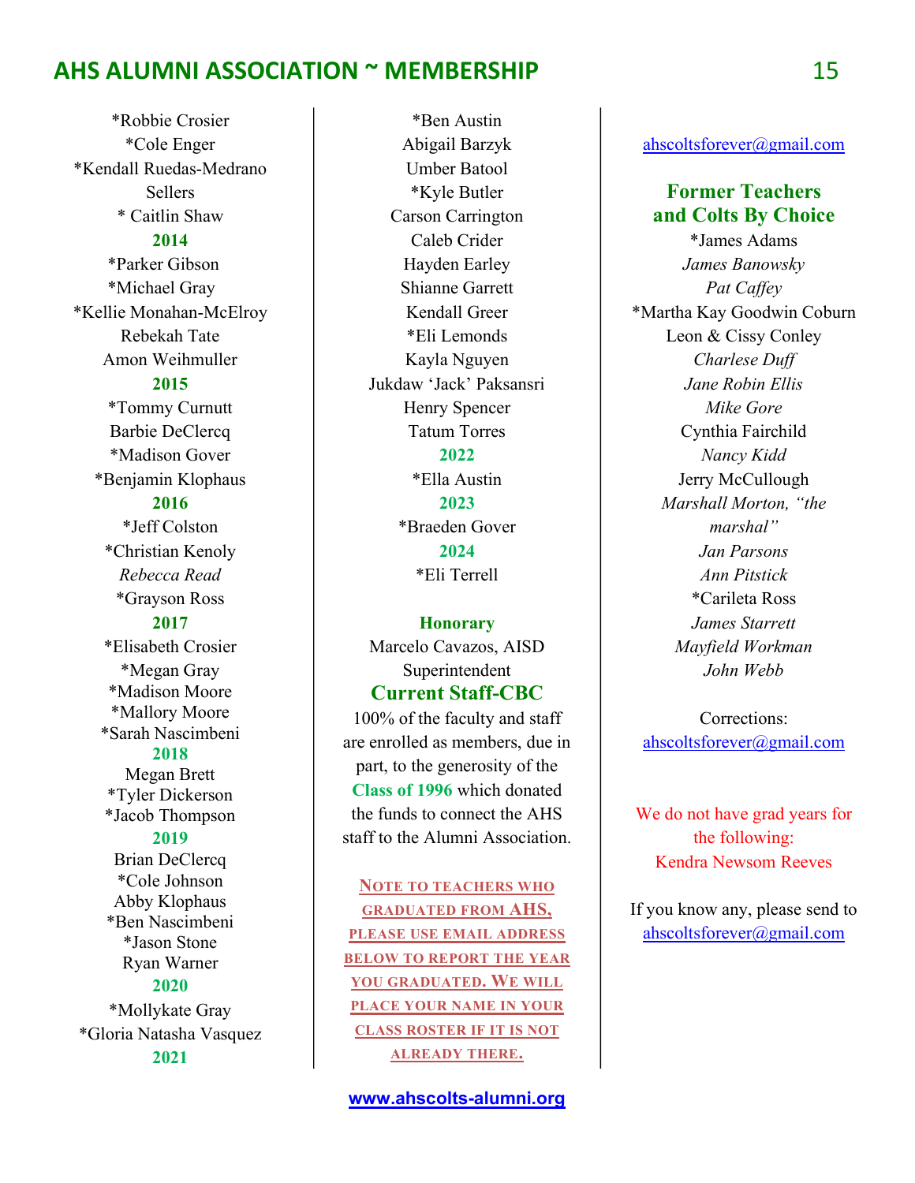*Robbie Crosier
*Cole Enger
*Kendall Ruedas-Medrano Sellers
* Caitlin Shaw

**2014**

*Parker Gibson
*Michael Gray
*Kellie Monahan-McElroy
Rebekah Tate
Amon Weihmuller

**2015**

*Tommy Curnutt
Barbie DeClercq
*Madison Gover
*Benjamin Klophaus

**2016**

*Jeff Colston
*Christian Kenoly
*Rebecca Read*
*Grayson Ross

**2017**

*Elisabeth Crosier
*Megan Gray
*Madison Moore
*Mallory Moore
*Sarah Nascimbeni

**2018**

Megan Brett
*Tyler Dickerson
*Jacob Thompson

**2019**

Brian DeClercq
*Cole Johnson
Abby Klophaus
*Ben Nascimbeni
*Jason Stone
Ryan Warner

**2020**

*Mollykate Gray
*Gloria Natasha Vasquez

**2021**

*Ben Austin
Abigail Barzyk
Umber Batool
*Kyle Butler
Carson Carrington
Caleb Crider
Hayden Earley
Shianne Garrett
Kendall Greer
*Eli Lemonds
Kayla Nguyen
Jukdaw 'Jack' Paksansri
Henry Spencer
Tatum Torres

**2022**

*Ella Austin

**2023**

*Braeden Gover

**2024**

*Eli Terrell

**Honorary**

Marcelo Cavazos, AISD Superintendent

## Current Staff-CBC

100% of the faculty and staff are enrolled as members, due in part, to the generosity of the **Class of 1996** which donated the funds to connect the AHS staff to the Alumni Association.

**NOTE TO TEACHERS WHO GRADUATED FROM AHS, PLEASE USE EMAIL ADDRESS BELOW TO REPORT THE YEAR YOU GRADUATED. WE WILL PLACE YOUR NAME IN YOUR CLASS ROSTER IF IT IS NOT ALREADY THERE.**

ahscoltsforever@gmail.com

## Former Teachers and Colts By Choice

*James Adams
*James Banowsky*
*Pat Caffey*
*Martha Kay Goodwin Coburn
Leon & Cissy Conley
*Charlese Duff*
*Jane Robin Ellis*
*Mike Gore*
Cynthia Fairchild
*Nancy Kidd*
Jerry McCullough
*Marshall Morton, "the marshal"*
*Jan Parsons*
*Ann Pitstick*
*Carileta Ross
*James Starrett*
*Mayfield Workman*
*John Webb*

Corrections:
ahscoltsforever@gmail.com

We do not have grad years for the following:
Kendra Newsom Reeves

If you know any, please send to
ahscoltsforever@gmail.com

www.ahscolts-alumni.org